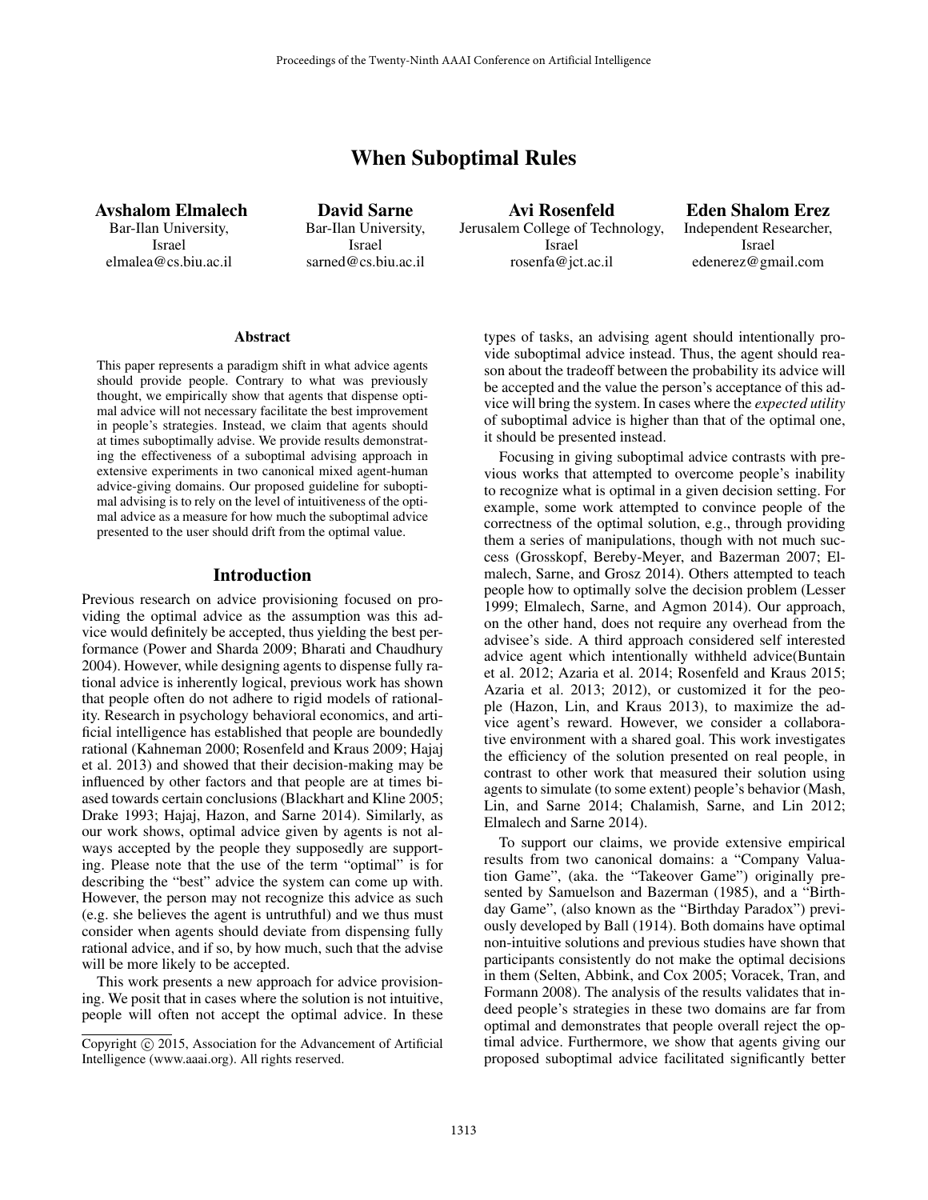# When Suboptimal Rules

**Avshalom Elmalech**
Bar-Ilan University,
Israel
elmalea@cs.biu.ac.il

**David Sarne**
Bar-Ilan University,
Israel
sarned@cs.biu.ac.il

**Avi Rosenfeld**
Jerusalem College of Technology,
Israel
rosenfa@jct.ac.il

**Eden Shalom Erez**
Independent Researcher,
Israel
edenerez@gmail.com

## Abstract

This paper represents a paradigm shift in what advice agents should provide people. Contrary to what was previously thought, we empirically show that agents that dispense optimal advice will not necessary facilitate the best improvement in people's strategies. Instead, we claim that agents should at times suboptimally advise. We provide results demonstrating the effectiveness of a suboptimal advising approach in extensive experiments in two canonical mixed agent-human advice-giving domains. Our proposed guideline for suboptimal advising is to rely on the level of intuitiveness of the optimal advice as a measure for how much the suboptimal advice presented to the user should drift from the optimal value.

## Introduction

Previous research on advice provisioning focused on providing the optimal advice as the assumption was this advice would definitely be accepted, thus yielding the best performance (Power and Sharda 2009; Bharati and Chaudhury 2004). However, while designing agents to dispense fully rational advice is inherently logical, previous work has shown that people often do not adhere to rigid models of rationality. Research in psychology behavioral economics, and artificial intelligence has established that people are boundedly rational (Kahneman 2000; Rosenfeld and Kraus 2009; Hajaj et al. 2013) and showed that their decision-making may be influenced by other factors and that people are at times biased towards certain conclusions (Blackhart and Kline 2005; Drake 1993; Hajaj, Hazon, and Sarne 2014). Similarly, as our work shows, optimal advice given by agents is not always accepted by the people they supposedly are supporting. Please note that the use of the term "optimal" is for describing the "best" advice the system can come up with. However, the person may not recognize this advice as such (e.g. she believes the agent is untruthful) and we thus must consider when agents should deviate from dispensing fully rational advice, and if so, by how much, such that the advise will be more likely to be accepted.

This work presents a new approach for advice provisioning. We posit that in cases where the solution is not intuitive, people will often not accept the optimal advice. In these types of tasks, an advising agent should intentionally provide suboptimal advice instead. Thus, the agent should reason about the tradeoff between the probability its advice will be accepted and the value the person's acceptance of this advice will bring the system. In cases where the *expected utility* of suboptimal advice is higher than that of the optimal one, it should be presented instead.

Focusing in giving suboptimal advice contrasts with previous works that attempted to overcome people's inability to recognize what is optimal in a given decision setting. For example, some work attempted to convince people of the correctness of the optimal solution, e.g., through providing them a series of manipulations, though with not much success (Grosskopf, Bereby-Meyer, and Bazerman 2007; Elmalech, Sarne, and Grosz 2014). Others attempted to teach people how to optimally solve the decision problem (Lesser 1999; Elmalech, Sarne, and Agmon 2014). Our approach, on the other hand, does not require any overhead from the advisee's side. A third approach considered self interested advice agent which intentionally withheld advice(Buntain et al. 2012; Azaria et al. 2014; Rosenfeld and Kraus 2015; Azaria et al. 2013; 2012), or customized it for the people (Hazon, Lin, and Kraus 2013), to maximize the advice agent's reward. However, we consider a collaborative environment with a shared goal. This work investigates the efficiency of the solution presented on real people, in contrast to other work that measured their solution using agents to simulate (to some extent) people's behavior (Mash, Lin, and Sarne 2014; Chalamish, Sarne, and Lin 2012; Elmalech and Sarne 2014).

To support our claims, we provide extensive empirical results from two canonical domains: a "Company Valuation Game", (aka. the "Takeover Game") originally presented by Samuelson and Bazerman (1985), and a "Birthday Game", (also known as the "Birthday Paradox") previously developed by Ball (1914). Both domains have optimal non-intuitive solutions and previous studies have shown that participants consistently do not make the optimal decisions in them (Selten, Abbink, and Cox 2005; Voracek, Tran, and Formann 2008). The analysis of the results validates that indeed people's strategies in these two domains are far from optimal and demonstrates that people overall reject the optimal advice. Furthermore, we show that agents giving our proposed suboptimal advice facilitated significantly better

Copyright © 2015, Association for the Advancement of Artificial Intelligence (www.aaai.org). All rights reserved.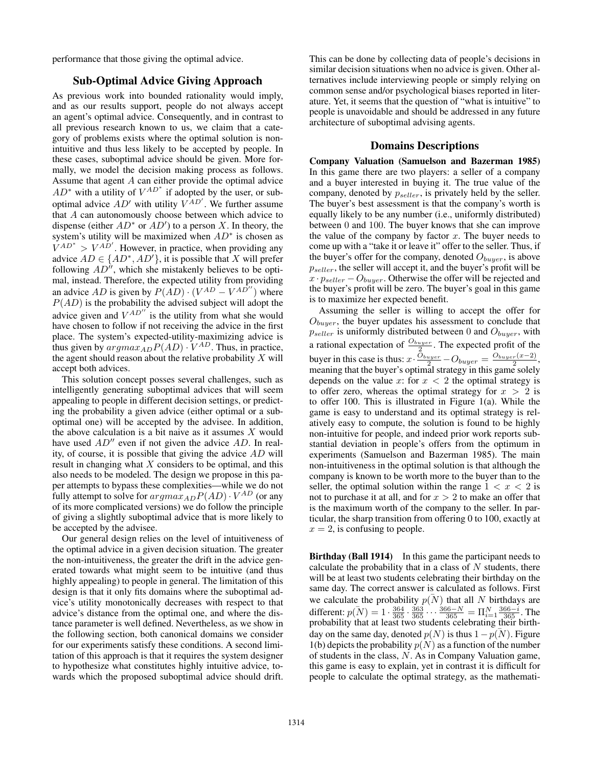performance that those giving the optimal advice.

## Sub-Optimal Advice Giving Approach

As previous work into bounded rationality would imply, and as our results support, people do not always accept an agent's optimal advice. Consequently, and in contrast to all previous research known to us, we claim that a category of problems exists where the optimal solution is non-intuitive and thus less likely to be accepted by people. In these cases, suboptimal advice should be given. More formally, we model the decision making process as follows. Assume that agent $A$ can either provide the optimal advice $AD^*$ with a utility of $V^{AD^*}$ if adopted by the user, or suboptimal advice $AD'$ with utility $V^{AD'}$. We further assume that $A$ can autonomously choose between which advice to dispense (either $AD^*$ or $AD'$) to a person $X$. In theory, the system's utility will be maximized when $AD^*$ is chosen as $V^{AD^*} > V^{AD'}$. However, in practice, when providing any advice $AD \in \{AD^*, AD'\}$, it is possible that $X$ will prefer following $AD''$, which she mistakenly believes to be optimal, instead. Therefore, the expected utility from providing an advice $AD$ is given by $P(AD) \cdot (V^{AD} - V^{AD''})$ where $P(AD)$ is the probability the advised subject will adopt the advice given and $V^{AD''}$ is the utility from what she would have chosen to follow if not receiving the advice in the first place. The system's expected-utility-maximizing advice is thus given by $argmax_{AD} P(AD) \cdot V^{AD}$. Thus, in practice, the agent should reason about the relative probability $X$ will accept both advices.

This solution concept posses several challenges, such as intelligently generating suboptimal advices that will seem appealing to people in different decision settings, or predicting the probability a given advice (either optimal or a suboptimal one) will be accepted by the advisee. In addition, the above calculation is a bit naive as it assumes $X$ would have used $AD''$ even if not given the advice $AD$. In reality, of course, it is possible that giving the advice $AD$ will result in changing what $X$ considers to be optimal, and this also needs to be modeled. The design we propose in this paper attempts to bypass these complexities—while we do not fully attempt to solve for $argmax_{AD} P(AD) \cdot V^{AD}$ (or any of its more complicated versions) we do follow the principle of giving a slightly suboptimal advice that is more likely to be accepted by the advisee.

Our general design relies on the level of intuitiveness of the optimal advice in a given decision situation. The greater the non-intuitiveness, the greater the drift in the advice generated towards what might seem to be intuitive (and thus highly appealing) to people in general. The limitation of this design is that it only fits domains where the suboptimal advice's utility monotonically decreases with respect to that advice's distance from the optimal one, and where the distance parameter is well defined. Nevertheless, as we show in the following section, both canonical domains we consider for our experiments satisfy these conditions. A second limitation of this approach is that it requires the system designer to hypothesize what constitutes highly intuitive advice, towards which the proposed suboptimal advice should drift. This can be done by collecting data of people's decisions in similar decision situations when no advice is given. Other alternatives include interviewing people or simply relying on common sense and/or psychological biases reported in literature. Yet, it seems that the question of "what is intuitive" to people is unavoidable and should be addressed in any future architecture of suboptimal advising agents.

## Domains Descriptions

**Company Valuation (Samuelson and Bazerman 1985)** In this game there are two players: a seller of a company and a buyer interested in buying it. The true value of the company, denoted by $p_{seller}$, is privately held by the seller. The buyer's best assessment is that the company's worth is equally likely to be any number (i.e., uniformly distributed) between 0 and 100. The buyer knows that she can improve the value of the company by factor $x$. The buyer needs to come up with a "take it or leave it" offer to the seller. Thus, if the buyer's offer for the company, denoted $O_{buyer}$, is above $p_{seller}$, the seller will accept it, and the buyer's profit will be $x \cdot p_{seller} - O_{buyer}$. Otherwise the offer will be rejected and the buyer's profit will be zero. The buyer's goal in this game is to maximize her expected benefit.

Assuming the seller is willing to accept the offer for $O_{buyer}$, the buyer updates his assessment to conclude that $p_{seller}$ is uniformly distributed between 0 and $O_{buyer}$, with a rational expectation of $\frac{O_{buyer}}{2}$. The expected profit of the buyer in this case is thus: $x \cdot \frac{O_{buyer}}{2} - O_{buyer} = \frac{O_{buyer}(x-2)}{2}$, meaning that the buyer's optimal strategy in this game solely depends on the value $x$: for $x < 2$ the optimal strategy is to offer zero, whereas the optimal strategy for $x > 2$ is to offer 100. This is illustrated in Figure 1(a). While the game is easy to understand and its optimal strategy is relatively easy to compute, the solution is found to be highly non-intuitive for people, and indeed prior work reports substantial deviation in people's offers from the optimum in experiments (Samuelson and Bazerman 1985). The main non-intuitiveness in the optimal solution is that although the company is known to be worth more to the buyer than to the seller, the optimal solution within the range $1 < x < 2$ is not to purchase it at all, and for $x > 2$ to make an offer that is the maximum worth of the company to the seller. In particular, the sharp transition from offering 0 to 100, exactly at $x = 2$, is confusing to people.

**Birthday (Ball 1914)** In this game the participant needs to calculate the probability that in a class of $N$ students, there will be at least two students celebrating their birthday on the same day. The correct answer is calculated as follows. First we calculate the probability $p(\bar{N})$ that all $N$ birthdays are different: $p(\bar{N}) = 1 \cdot \frac{364}{365} \cdot \frac{363}{365} \cdots \frac{366-N}{365} = \Pi_{i=1}^{N} \frac{366-i}{365}$. The probability that at least two students celebrating their birthday on the same day, denoted $p(N)$ is thus $1 - p(\bar{N})$. Figure 1(b) depicts the probability $p(N)$ as a function of the number of students in the class, $N$. As in Company Valuation game, this game is easy to explain, yet in contrast it is difficult for people to calculate the optimal strategy, as the mathemati-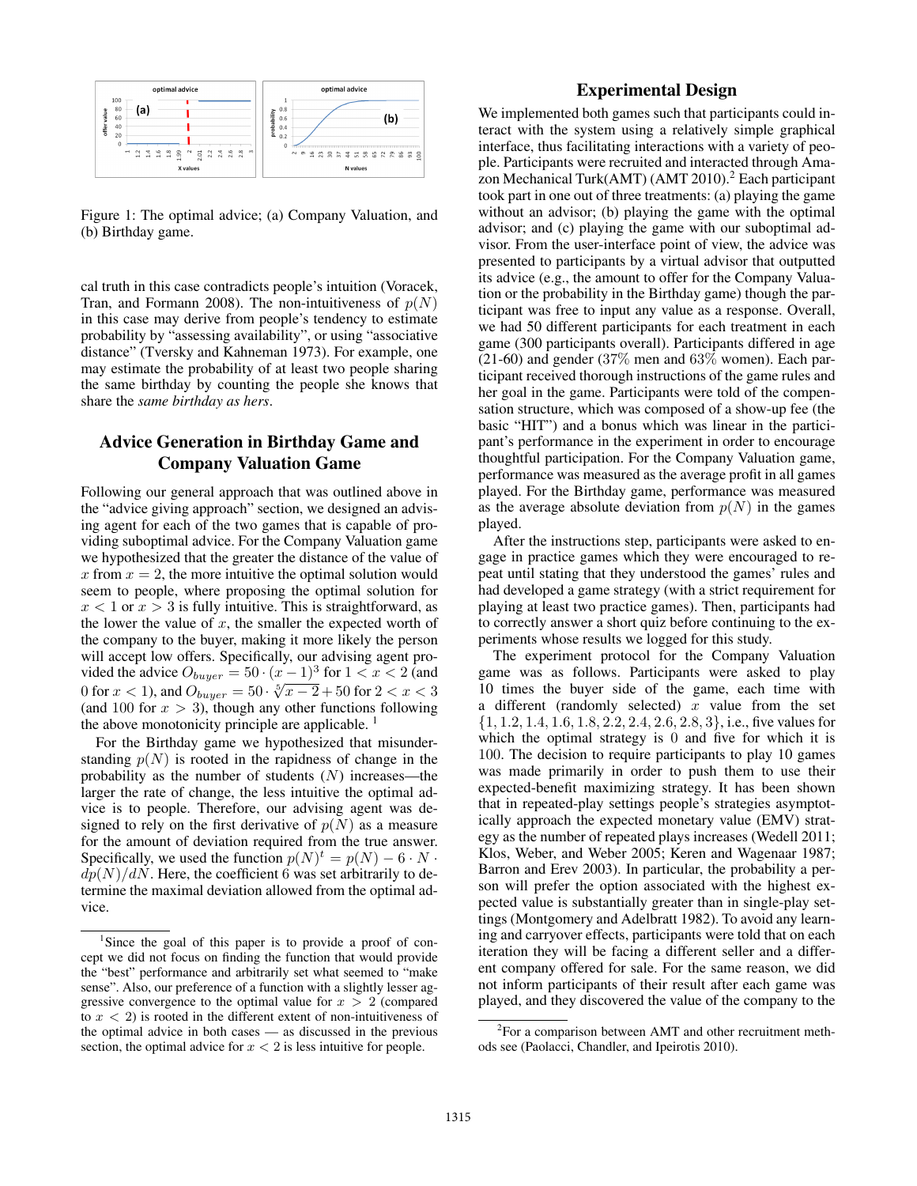Figure 1: The optimal advice; (a) Company Valuation, and (b) Birthday game.

cal truth in this case contradicts people's intuition (Voracek, Tran, and Formann 2008). The non-intuitiveness of $p(N)$ in this case may derive from people's tendency to estimate probability by "assessing availability", or using "associative distance" (Tversky and Kahneman 1973). For example, one may estimate the probability of at least two people sharing the same birthday by counting the people she knows that share the *same birthday as hers*.

## Advice Generation in Birthday Game and Company Valuation Game

Following our general approach that was outlined above in the "advice giving approach" section, we designed an advising agent for each of the two games that is capable of providing suboptimal advice. For the Company Valuation game we hypothesized that the greater the distance of the value of $x$ from $x = 2$, the more intuitive the optimal solution would seem to people, where proposing the optimal solution for $x < 1$ or $x > 3$ is fully intuitive. This is straightforward, as the lower the value of $x$, the smaller the expected worth of the company to the buyer, making it more likely the person will accept low offers. Specifically, our advising agent provided the advice $O_{buyer} = 50 \cdot (x - 1)^3$ for $1 < x < 2$ (and 0 for $x < 1$), and $O_{buyer} = 50 \cdot \sqrt[5]{x - 2} + 50$ for $2 < x < 3$ (and 100 for $x > 3$), though any other functions following the above monotonicity principle are applicable. [1]

For the Birthday game we hypothesized that misunderstanding $p(N)$ is rooted in the rapidness of change in the probability as the number of students ($N$) increases—the larger the rate of change, the less intuitive the optimal advice is to people. Therefore, our advising agent was designed to rely on the first derivative of $p(N)$ as a measure for the amount of deviation required from the true answer. Specifically, we used the function $p(N)^t = p(N) - 6 \cdot N \cdot dp(N)/dN$. Here, the coefficient 6 was set arbitrarily to determine the maximal deviation allowed from the optimal advice.

## Experimental Design

We implemented both games such that participants could interact with the system using a relatively simple graphical interface, thus facilitating interactions with a variety of people. Participants were recruited and interacted through Amazon Mechanical Turk(AMT) (AMT 2010).[2] Each participant took part in one out of three treatments: (a) playing the game without an advisor; (b) playing the game with the optimal advisor; and (c) playing the game with our suboptimal advisor. From the user-interface point of view, the advice was presented to participants by a virtual advisor that outputted its advice (e.g., the amount to offer for the Company Valuation or the probability in the Birthday game) though the participant was free to input any value as a response. Overall, we had 50 different participants for each treatment in each game (300 participants overall). Participants differed in age (21-60) and gender (37% men and 63% women). Each participant received thorough instructions of the game rules and her goal in the game. Participants were told of the compensation structure, which was composed of a show-up fee (the basic "HIT") and a bonus which was linear in the participant's performance in the experiment in order to encourage thoughtful participation. For the Company Valuation game, performance was measured as the average profit in all games played. For the Birthday game, performance was measured as the average absolute deviation from $p(N)$ in the games played.

After the instructions step, participants were asked to engage in practice games which they were encouraged to repeat until stating that they understood the games' rules and had developed a game strategy (with a strict requirement for playing at least two practice games). Then, participants had to correctly answer a short quiz before continuing to the experiments whose results we logged for this study.

The experiment protocol for the Company Valuation game was as follows. Participants were asked to play 10 times the buyer side of the game, each time with a different (randomly selected) $x$ value from the set $\{1, 1.2, 1.4, 1.6, 1.8, 2.2, 2.4, 2.6, 2.8, 3\}$, i.e., five values for which the optimal strategy is 0 and five for which it is 100. The decision to require participants to play 10 games was made primarily in order to push them to use their expected-benefit maximizing strategy. It has been shown that in repeated-play settings people's strategies asymptotically approach the expected monetary value (EMV) strategy as the number of repeated plays increases (Wedell 2011; Klos, Weber, and Weber 2005; Keren and Wagenaar 1987; Barron and Erev 2003). In particular, the probability a person will prefer the option associated with the highest expected value is substantially greater than in single-play settings (Montgomery and Adelbratt 1982). To avoid any learning and carryover effects, participants were told that on each iteration they will be facing a different seller and a different company offered for sale. For the same reason, we did not inform participants of their result after each game was played, and they discovered the value of the company to the

[1] Since the goal of this paper is to provide a proof of concept we did not focus on finding the function that would provide the "best" performance and arbitrarily set what seemed to "make sense". Also, our preference of a function with a slightly lesser aggressive convergence to the optimal value for $x > 2$ (compared to $x < 2$) is rooted in the different extent of non-intuitiveness of the optimal advice in both cases — as discussed in the previous section, the optimal advice for $x < 2$ is less intuitive for people.

[2] For a comparison between AMT and other recruitment methods see (Paolacci, Chandler, and Ipeirotis 2010).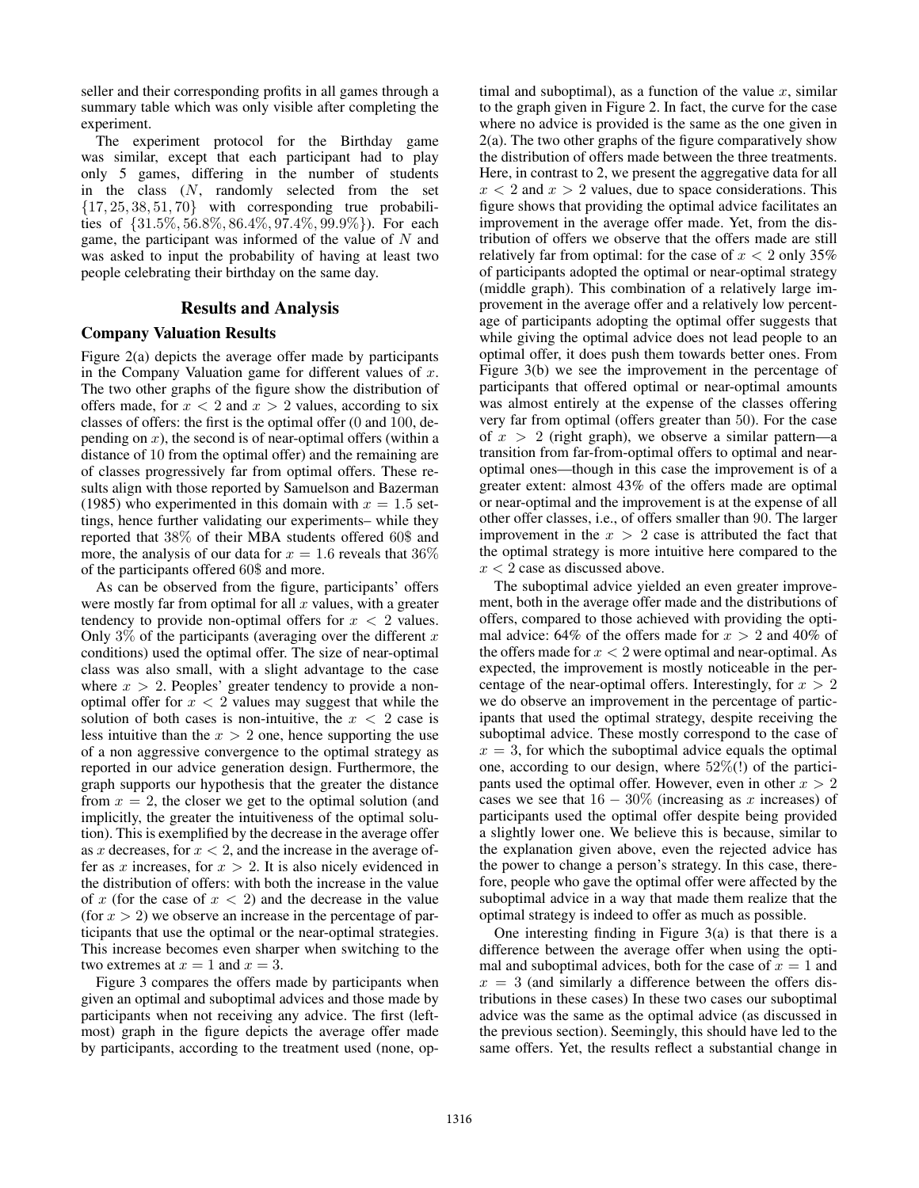seller and their corresponding profits in all games through a summary table which was only visible after completing the experiment.

The experiment protocol for the Birthday game was similar, except that each participant had to play only 5 games, differing in the number of students in the class ($N$, randomly selected from the set $\{17, 25, 38, 51, 70\}$ with corresponding true probabilities of $\{31.5\%, 56.8\%, 86.4\%, 97.4\%, 99.9\%\}$). For each game, the participant was informed of the value of $N$ and was asked to input the probability of having at least two people celebrating their birthday on the same day.

## Results and Analysis

### Company Valuation Results

Figure 2(a) depicts the average offer made by participants in the Company Valuation game for different values of $x$. The two other graphs of the figure show the distribution of offers made, for $x < 2$ and $x > 2$ values, according to six classes of offers: the first is the optimal offer (0 and 100, depending on $x$), the second is of near-optimal offers (within a distance of 10 from the optimal offer) and the remaining are of classes progressively far from optimal offers. These results align with those reported by Samuelson and Bazerman (1985) who experimented in this domain with $x = 1.5$ settings, hence further validating our experiments– while they reported that 38% of their MBA students offered 60$ and more, the analysis of our data for $x = 1.6$ reveals that 36% of the participants offered 60$ and more.

As can be observed from the figure, participants' offers were mostly far from optimal for all $x$ values, with a greater tendency to provide non-optimal offers for $x < 2$ values. Only 3% of the participants (averaging over the different $x$ conditions) used the optimal offer. The size of near-optimal class was also small, with a slight advantage to the case where $x > 2$. Peoples' greater tendency to provide a non-optimal offer for $x < 2$ values may suggest that while the solution of both cases is non-intuitive, the $x < 2$ case is less intuitive than the $x > 2$ one, hence supporting the use of a non aggressive convergence to the optimal strategy as reported in our advice generation design. Furthermore, the graph supports our hypothesis that the greater the distance from $x = 2$, the closer we get to the optimal solution (and implicitly, the greater the intuitiveness of the optimal solution). This is exemplified by the decrease in the average offer as $x$ decreases, for $x < 2$, and the increase in the average offer as $x$ increases, for $x > 2$. It is also nicely evidenced in the distribution of offers: with both the increase in the value of $x$ (for the case of $x < 2$) and the decrease in the value (for $x > 2$) we observe an increase in the percentage of participants that use the optimal or the near-optimal strategies. This increase becomes even sharper when switching to the two extremes at $x = 1$ and $x = 3$.

Figure 3 compares the offers made by participants when given an optimal and suboptimal advices and those made by participants when not receiving any advice. The first (leftmost) graph in the figure depicts the average offer made by participants, according to the treatment used (none, optimal and suboptimal), as a function of the value $x$, similar to the graph given in Figure 2. In fact, the curve for the case where no advice is provided is the same as the one given in 2(a). The two other graphs of the figure comparatively show the distribution of offers made between the three treatments. Here, in contrast to 2, we present the aggregative data for all $x < 2$ and $x > 2$ values, due to space considerations. This figure shows that providing the optimal advice facilitates an improvement in the average offer made. Yet, from the distribution of offers we observe that the offers made are still relatively far from optimal: for the case of $x < 2$ only 35% of participants adopted the optimal or near-optimal strategy (middle graph). This combination of a relatively large improvement in the average offer and a relatively low percentage of participants adopting the optimal offer suggests that while giving the optimal advice does not lead people to an optimal offer, it does push them towards better ones. From Figure 3(b) we see the improvement in the percentage of participants that offered optimal or near-optimal amounts was almost entirely at the expense of the classes offering very far from optimal (offers greater than 50). For the case of $x > 2$ (right graph), we observe a similar pattern—a transition from far-from-optimal offers to optimal and near-optimal ones—though in this case the improvement is of a greater extent: almost 43% of the offers made are optimal or near-optimal and the improvement is at the expense of all other offer classes, i.e., of offers smaller than 90. The larger improvement in the $x > 2$ case is attributed the fact that the optimal strategy is more intuitive here compared to the $x < 2$ case as discussed above.

The suboptimal advice yielded an even greater improvement, both in the average offer made and the distributions of offers, compared to those achieved with providing the optimal advice: 64% of the offers made for $x > 2$ and 40% of the offers made for $x < 2$ were optimal and near-optimal. As expected, the improvement is mostly noticeable in the percentage of the near-optimal offers. Interestingly, for $x > 2$ we do observe an improvement in the percentage of participants that used the optimal strategy, despite receiving the suboptimal advice. These mostly correspond to the case of $x = 3$, for which the suboptimal advice equals the optimal one, according to our design, where 52%(!) of the participants used the optimal offer. However, even in other $x > 2$ cases we see that $16 - 30\%$ (increasing as $x$ increases) of participants used the optimal offer despite being provided a slightly lower one. We believe this is because, similar to the explanation given above, even the rejected advice has the power to change a person's strategy. In this case, therefore, people who gave the optimal offer were affected by the suboptimal advice in a way that made them realize that the optimal strategy is indeed to offer as much as possible.

One interesting finding in Figure 3(a) is that there is a difference between the average offer when using the optimal and suboptimal advices, both for the case of $x = 1$ and $x = 3$ (and similarly a difference between the offers distributions in these cases) In these two cases our suboptimal advice was the same as the optimal advice (as discussed in the previous section). Seemingly, this should have led to the same offers. Yet, the results reflect a substantial change in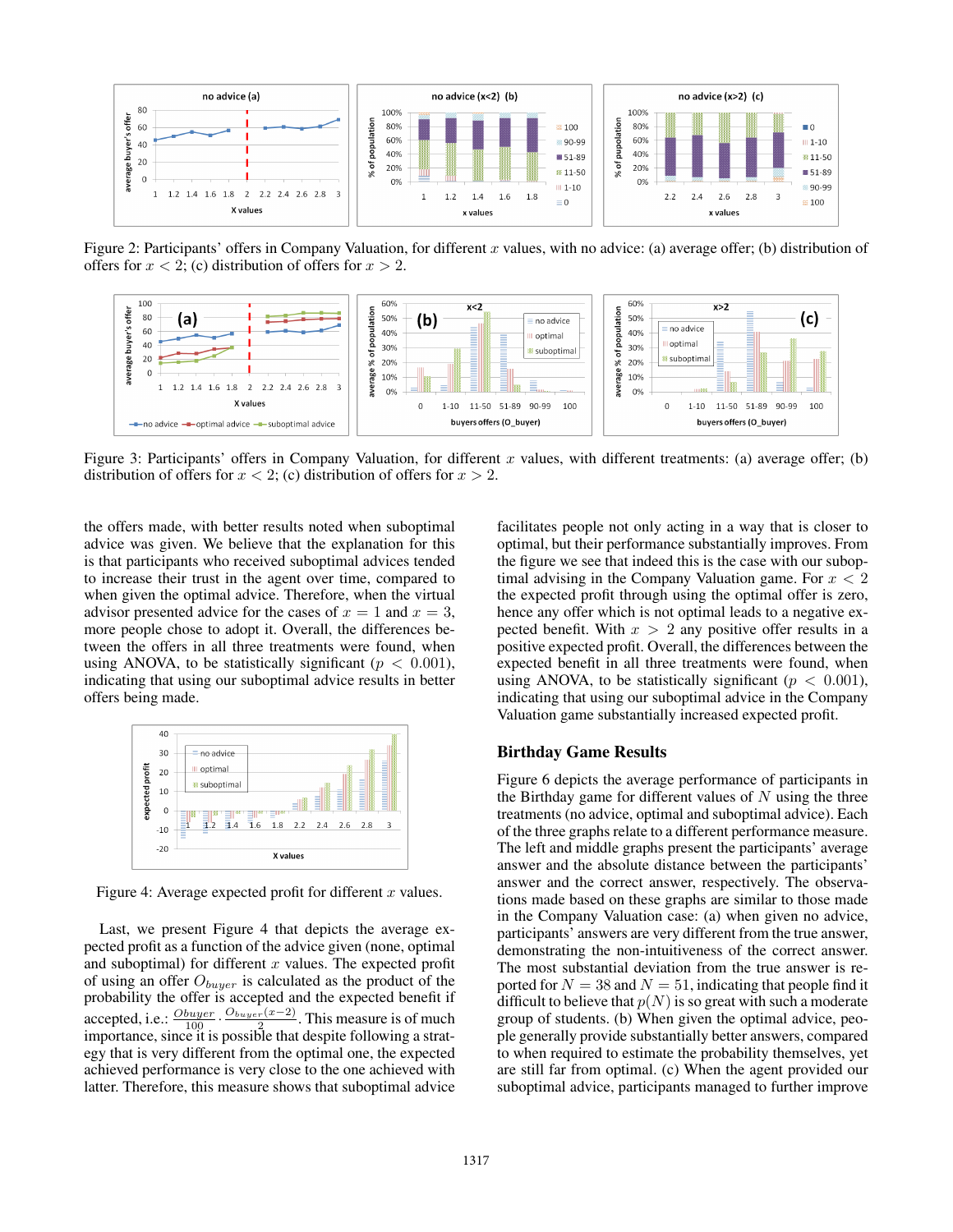Figure 2: Participants' offers in Company Valuation, for different $x$ values, with no advice: (a) average offer; (b) distribution of offers for $x < 2$; (c) distribution of offers for $x > 2$.

Figure 3: Participants' offers in Company Valuation, for different $x$ values, with different treatments: (a) average offer; (b) distribution of offers for $x < 2$; (c) distribution of offers for $x > 2$.

the offers made, with better results noted when suboptimal advice was given. We believe that the explanation for this is that participants who received suboptimal advices tended to increase their trust in the agent over time, compared to when given the optimal advice. Therefore, when the virtual advisor presented advice for the cases of $x = 1$ and $x = 3$, more people chose to adopt it. Overall, the differences between the offers in all three treatments were found, when using ANOVA, to be statistically significant ($p < 0.001$), indicating that using our suboptimal advice results in better offers being made.

Figure 4: Average expected profit for different $x$ values.

Last, we present Figure 4 that depicts the average expected profit as a function of the advice given (none, optimal and suboptimal) for different $x$ values. The expected profit of using an offer $O_{buyer}$ is calculated as the product of the probability the offer is accepted and the expected benefit if accepted, i.e.: $\frac{Obuyer}{100} \cdot \frac{O_{buyer}(x-2)}{2}$. This measure is of much importance, since it is possible that despite following a strategy that is very different from the optimal one, the expected achieved performance is very close to the one achieved with latter. Therefore, this measure shows that suboptimal advice facilitates people not only acting in a way that is closer to optimal, but their performance substantially improves. From the figure we see that indeed this is the case with our suboptimal advising in the Company Valuation game. For $x < 2$ the expected profit through using the optimal offer is zero, hence any offer which is not optimal leads to a negative expected benefit. With $x > 2$ any positive offer results in a positive expected profit. Overall, the differences between the expected benefit in all three treatments were found, when using ANOVA, to be statistically significant ($p < 0.001$), indicating that using our suboptimal advice in the Company Valuation game substantially increased expected profit.

## Birthday Game Results

Figure 6 depicts the average performance of participants in the Birthday game for different values of $N$ using the three treatments (no advice, optimal and suboptimal advice). Each of the three graphs relate to a different performance measure. The left and middle graphs present the participants' average answer and the absolute distance between the participants' answer and the correct answer, respectively. The observations made based on these graphs are similar to those made in the Company Valuation case: (a) when given no advice, participants' answers are very different from the true answer, demonstrating the non-intuitiveness of the correct answer. The most substantial deviation from the true answer is reported for $N = 38$ and $N = 51$, indicating that people find it difficult to believe that $p(N)$ is so great with such a moderate group of students. (b) When given the optimal advice, people generally provide substantially better answers, compared to when required to estimate the probability themselves, yet are still far from optimal. (c) When the agent provided our suboptimal advice, participants managed to further improve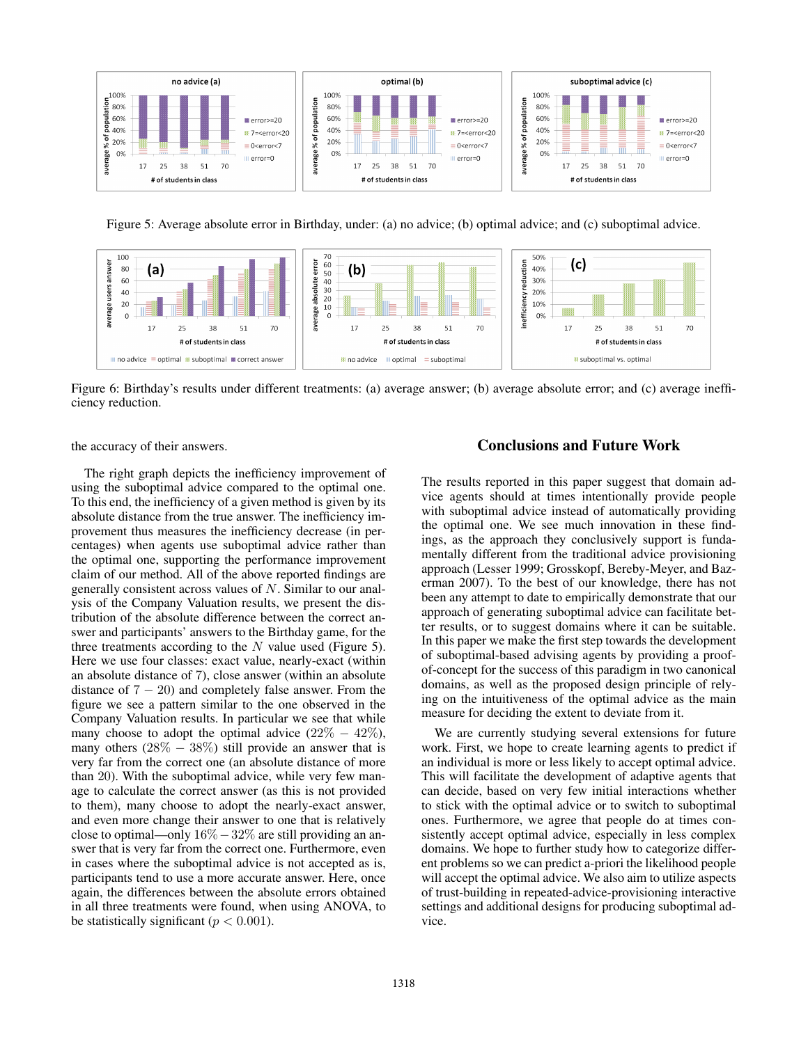Figure 5: Average absolute error in Birthday, under: (a) no advice; (b) optimal advice; and (c) suboptimal advice.

Figure 6: Birthday's results under different treatments: (a) average answer; (b) average absolute error; and (c) average inefficiency reduction.

the accuracy of their answers.

The right graph depicts the inefficiency improvement of using the suboptimal advice compared to the optimal one. To this end, the inefficiency of a given method is given by its absolute distance from the true answer. The inefficiency improvement thus measures the inefficiency decrease (in percentages) when agents use suboptimal advice rather than the optimal one, supporting the performance improvement claim of our method. All of the above reported findings are generally consistent across values of $N$. Similar to our analysis of the Company Valuation results, we present the distribution of the absolute difference between the correct answer and participants' answers to the Birthday game, for the three treatments according to the $N$ value used (Figure 5). Here we use four classes: exact value, nearly-exact (within an absolute distance of 7), close answer (within an absolute distance of $7 - 20$) and completely false answer. From the figure we see a pattern similar to the one observed in the Company Valuation results. In particular we see that while many choose to adopt the optimal advice ($22\% - 42\%$), many others ($28\% - 38\%$) still provide an answer that is very far from the correct one (an absolute distance of more than 20). With the suboptimal advice, while very few manage to calculate the correct answer (as this is not provided to them), many choose to adopt the nearly-exact answer, and even more change their answer to one that is relatively close to optimal—only $16\% - 32\%$ are still providing an answer that is very far from the correct one. Furthermore, even in cases where the suboptimal advice is not accepted as is, participants tend to use a more accurate answer. Here, once again, the differences between the absolute errors obtained in all three treatments were found, when using ANOVA, to be statistically significant ($p < 0.001$).

## Conclusions and Future Work

The results reported in this paper suggest that domain advice agents should at times intentionally provide people with suboptimal advice instead of automatically providing the optimal one. We see much innovation in these findings, as the approach they conclusively support is fundamentally different from the traditional advice provisioning approach (Lesser 1999; Grosskopf, Bereby-Meyer, and Bazerman 2007). To the best of our knowledge, there has not been any attempt to date to empirically demonstrate that our approach of generating suboptimal advice can facilitate better results, or to suggest domains where it can be suitable. In this paper we make the first step towards the development of suboptimal-based advising agents by providing a proof-of-concept for the success of this paradigm in two canonical domains, as well as the proposed design principle of relying on the intuitiveness of the optimal advice as the main measure for deciding the extent to deviate from it.

We are currently studying several extensions for future work. First, we hope to create learning agents to predict if an individual is more or less likely to accept optimal advice. This will facilitate the development of adaptive agents that can decide, based on very few initial interactions whether to stick with the optimal advice or to switch to suboptimal ones. Furthermore, we agree that people do at times consistently accept optimal advice, especially in less complex domains. We hope to further study how to categorize different problems so we can predict a-priori the likelihood people will accept the optimal advice. We also aim to utilize aspects of trust-building in repeated-advice-provisioning interactive settings and additional designs for producing suboptimal advice.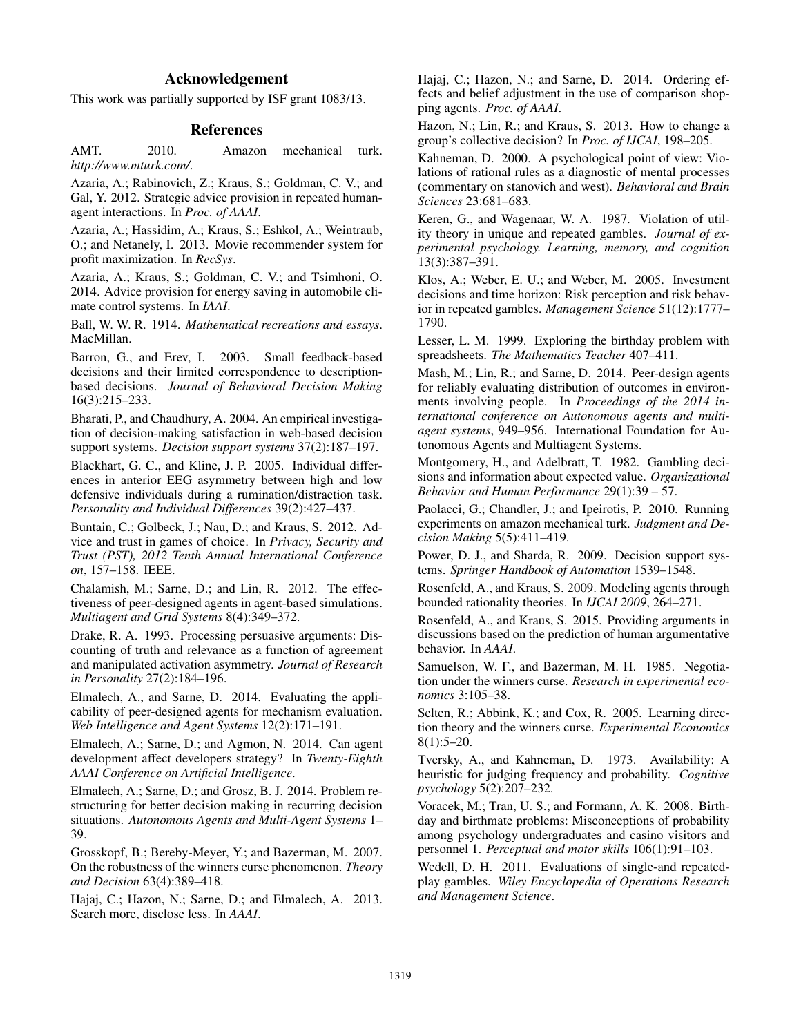## Acknowledgement

This work was partially supported by ISF grant 1083/13.

## References

AMT. 2010. Amazon mechanical turk. *http://www.mturk.com/*.

Azaria, A.; Rabinovich, Z.; Kraus, S.; Goldman, C. V.; and Gal, Y. 2012. Strategic advice provision in repeated human-agent interactions. In *Proc. of AAAI*.

Azaria, A.; Hassidim, A.; Kraus, S.; Eshkol, A.; Weintraub, O.; and Netanely, I. 2013. Movie recommender system for profit maximization. In *RecSys*.

Azaria, A.; Kraus, S.; Goldman, C. V.; and Tsimhoni, O. 2014. Advice provision for energy saving in automobile climate control systems. In *IAAI*.

Ball, W. W. R. 1914. *Mathematical recreations and essays*. MacMillan.

Barron, G., and Erev, I. 2003. Small feedback-based decisions and their limited correspondence to description-based decisions. *Journal of Behavioral Decision Making* 16(3):215–233.

Bharati, P., and Chaudhury, A. 2004. An empirical investigation of decision-making satisfaction in web-based decision support systems. *Decision support systems* 37(2):187–197.

Blackhart, G. C., and Kline, J. P. 2005. Individual differences in anterior EEG asymmetry between high and low defensive individuals during a rumination/distraction task. *Personality and Individual Differences* 39(2):427–437.

Buntain, C.; Golbeck, J.; Nau, D.; and Kraus, S. 2012. Advice and trust in games of choice. In *Privacy, Security and Trust (PST), 2012 Tenth Annual International Conference on*, 157–158. IEEE.

Chalamish, M.; Sarne, D.; and Lin, R. 2012. The effectiveness of peer-designed agents in agent-based simulations. *Multiagent and Grid Systems* 8(4):349–372.

Drake, R. A. 1993. Processing persuasive arguments: Discounting of truth and relevance as a function of agreement and manipulated activation asymmetry. *Journal of Research in Personality* 27(2):184–196.

Elmalech, A., and Sarne, D. 2014. Evaluating the applicability of peer-designed agents for mechanism evaluation. *Web Intelligence and Agent Systems* 12(2):171–191.

Elmalech, A.; Sarne, D.; and Agmon, N. 2014. Can agent development affect developers strategy? In *Twenty-Eighth AAAI Conference on Artificial Intelligence*.

Elmalech, A.; Sarne, D.; and Grosz, B. J. 2014. Problem restructuring for better decision making in recurring decision situations. *Autonomous Agents and Multi-Agent Systems* 1–39.

Grosskopf, B.; Bereby-Meyer, Y.; and Bazerman, M. 2007. On the robustness of the winners curse phenomenon. *Theory and Decision* 63(4):389–418.

Hajaj, C.; Hazon, N.; Sarne, D.; and Elmalech, A. 2013. Search more, disclose less. In *AAAI*.

Hajaj, C.; Hazon, N.; and Sarne, D. 2014. Ordering effects and belief adjustment in the use of comparison shopping agents. *Proc. of AAAI*.

Hazon, N.; Lin, R.; and Kraus, S. 2013. How to change a group's collective decision? In *Proc. of IJCAI*, 198–205.

Kahneman, D. 2000. A psychological point of view: Violations of rational rules as a diagnostic of mental processes (commentary on stanovich and west). *Behavioral and Brain Sciences* 23:681–683.

Keren, G., and Wagenaar, W. A. 1987. Violation of utility theory in unique and repeated gambles. *Journal of experimental psychology. Learning, memory, and cognition* 13(3):387–391.

Klos, A.; Weber, E. U.; and Weber, M. 2005. Investment decisions and time horizon: Risk perception and risk behavior in repeated gambles. *Management Science* 51(12):1777–1790.

Lesser, L. M. 1999. Exploring the birthday problem with spreadsheets. *The Mathematics Teacher* 407–411.

Mash, M.; Lin, R.; and Sarne, D. 2014. Peer-design agents for reliably evaluating distribution of outcomes in environments involving people. In *Proceedings of the 2014 international conference on Autonomous agents and multi-agent systems*, 949–956. International Foundation for Autonomous Agents and Multiagent Systems.

Montgomery, H., and Adelbratt, T. 1982. Gambling decisions and information about expected value. *Organizational Behavior and Human Performance* 29(1):39 – 57.

Paolacci, G.; Chandler, J.; and Ipeirotis, P. 2010. Running experiments on amazon mechanical turk. *Judgment and Decision Making* 5(5):411–419.

Power, D. J., and Sharda, R. 2009. Decision support systems. *Springer Handbook of Automation* 1539–1548.

Rosenfeld, A., and Kraus, S. 2009. Modeling agents through bounded rationality theories. In *IJCAI 2009*, 264–271.

Rosenfeld, A., and Kraus, S. 2015. Providing arguments in discussions based on the prediction of human argumentative behavior. In *AAAI*.

Samuelson, W. F., and Bazerman, M. H. 1985. Negotiation under the winners curse. *Research in experimental economics* 3:105–38.

Selten, R.; Abbink, K.; and Cox, R. 2005. Learning direction theory and the winners curse. *Experimental Economics* 8(1):5–20.

Tversky, A., and Kahneman, D. 1973. Availability: A heuristic for judging frequency and probability. *Cognitive psychology* 5(2):207–232.

Voracek, M.; Tran, U. S.; and Formann, A. K. 2008. Birthday and birthmate problems: Misconceptions of probability among psychology undergraduates and casino visitors and personnel 1. *Perceptual and motor skills* 106(1):91–103.

Wedell, D. H. 2011. Evaluations of single-and repeated-play gambles. *Wiley Encyclopedia of Operations Research and Management Science*.